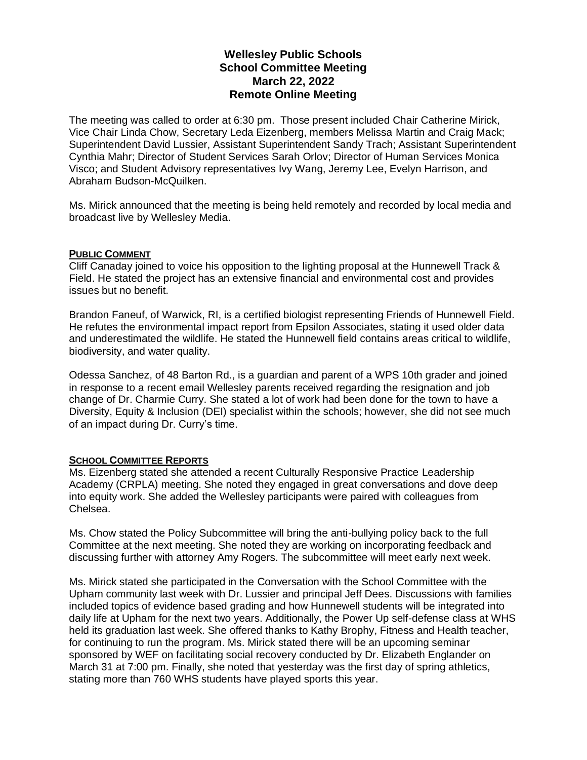# Wellesley Public Schools
# School Committee Meeting
# March 22, 2022
# Remote Online Meeting

The meeting was called to order at 6:30 pm. Those present included Chair Catherine Mirick, Vice Chair Linda Chow, Secretary Leda Eizenberg, members Melissa Martin and Craig Mack; Superintendent David Lussier, Assistant Superintendent Sandy Trach; Assistant Superintendent Cynthia Mahr; Director of Student Services Sarah Orlov; Director of Human Services Monica Visco; and Student Advisory representatives Ivy Wang, Jeremy Lee, Evelyn Harrison, and Abraham Budson-McQuilken.

Ms. Mirick announced that the meeting is being held remotely and recorded by local media and broadcast live by Wellesley Media.

## PUBLIC COMMENT

Cliff Canaday joined to voice his opposition to the lighting proposal at the Hunnewell Track & Field. He stated the project has an extensive financial and environmental cost and provides issues but no benefit.

Brandon Faneuf, of Warwick, RI, is a certified biologist representing Friends of Hunnewell Field. He refutes the environmental impact report from Epsilon Associates, stating it used older data and underestimated the wildlife. He stated the Hunnewell field contains areas critical to wildlife, biodiversity, and water quality.

Odessa Sanchez, of 48 Barton Rd., is a guardian and parent of a WPS 10th grader and joined in response to a recent email Wellesley parents received regarding the resignation and job change of Dr. Charmie Curry. She stated a lot of work had been done for the town to have a Diversity, Equity & Inclusion (DEI) specialist within the schools; however, she did not see much of an impact during Dr. Curry's time.

## SCHOOL COMMITTEE REPORTS

Ms. Eizenberg stated she attended a recent Culturally Responsive Practice Leadership Academy (CRPLA) meeting. She noted they engaged in great conversations and dove deep into equity work. She added the Wellesley participants were paired with colleagues from Chelsea.

Ms. Chow stated the Policy Subcommittee will bring the anti-bullying policy back to the full Committee at the next meeting. She noted they are working on incorporating feedback and discussing further with attorney Amy Rogers. The subcommittee will meet early next week.

Ms. Mirick stated she participated in the Conversation with the School Committee with the Upham community last week with Dr. Lussier and principal Jeff Dees. Discussions with families included topics of evidence based grading and how Hunnewell students will be integrated into daily life at Upham for the next two years. Additionally, the Power Up self-defense class at WHS held its graduation last week. She offered thanks to Kathy Brophy, Fitness and Health teacher, for continuing to run the program. Ms. Mirick stated there will be an upcoming seminar sponsored by WEF on facilitating social recovery conducted by Dr. Elizabeth Englander on March 31 at 7:00 pm. Finally, she noted that yesterday was the first day of spring athletics, stating more than 760 WHS students have played sports this year.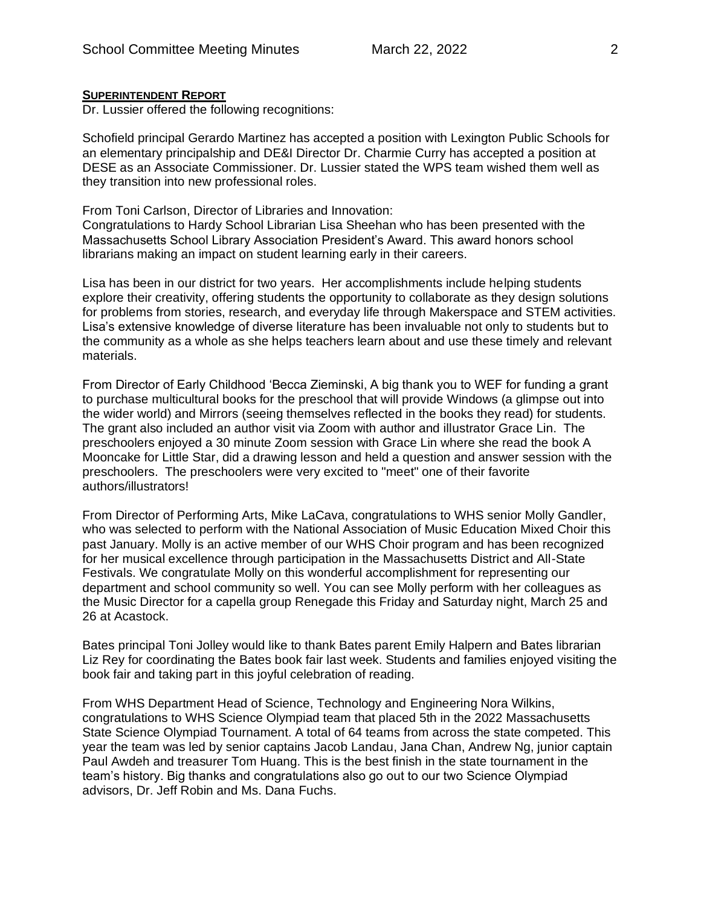## Superintendent Report

Dr. Lussier offered the following recognitions:

Schofield principal Gerardo Martinez has accepted a position with Lexington Public Schools for an elementary principalship and DE&I Director Dr. Charmie Curry has accepted a position at DESE as an Associate Commissioner. Dr. Lussier stated the WPS team wished them well as they transition into new professional roles.

From Toni Carlson, Director of Libraries and Innovation:
Congratulations to Hardy School Librarian Lisa Sheehan who has been presented with the Massachusetts School Library Association President's Award. This award honors school librarians making an impact on student learning early in their careers.

Lisa has been in our district for two years. Her accomplishments include helping students explore their creativity, offering students the opportunity to collaborate as they design solutions for problems from stories, research, and everyday life through Makerspace and STEM activities. Lisa's extensive knowledge of diverse literature has been invaluable not only to students but to the community as a whole as she helps teachers learn about and use these timely and relevant materials.

From Director of Early Childhood 'Becca Zieminski, A big thank you to WEF for funding a grant to purchase multicultural books for the preschool that will provide Windows (a glimpse out into the wider world) and Mirrors (seeing themselves reflected in the books they read) for students. The grant also included an author visit via Zoom with author and illustrator Grace Lin. The preschoolers enjoyed a 30 minute Zoom session with Grace Lin where she read the book A Mooncake for Little Star, did a drawing lesson and held a question and answer session with the preschoolers. The preschoolers were very excited to "meet" one of their favorite authors/illustrators!

From Director of Performing Arts, Mike LaCava, congratulations to WHS senior Molly Gandler, who was selected to perform with the National Association of Music Education Mixed Choir this past January. Molly is an active member of our WHS Choir program and has been recognized for her musical excellence through participation in the Massachusetts District and All-State Festivals. We congratulate Molly on this wonderful accomplishment for representing our department and school community so well. You can see Molly perform with her colleagues as the Music Director for a capella group Renegade this Friday and Saturday night, March 25 and 26 at Acastock.

Bates principal Toni Jolley would like to thank Bates parent Emily Halpern and Bates librarian Liz Rey for coordinating the Bates book fair last week. Students and families enjoyed visiting the book fair and taking part in this joyful celebration of reading.

From WHS Department Head of Science, Technology and Engineering Nora Wilkins, congratulations to WHS Science Olympiad team that placed 5th in the 2022 Massachusetts State Science Olympiad Tournament. A total of 64 teams from across the state competed. This year the team was led by senior captains Jacob Landau, Jana Chan, Andrew Ng, junior captain Paul Awdeh and treasurer Tom Huang. This is the best finish in the state tournament in the team's history. Big thanks and congratulations also go out to our two Science Olympiad advisors, Dr. Jeff Robin and Ms. Dana Fuchs.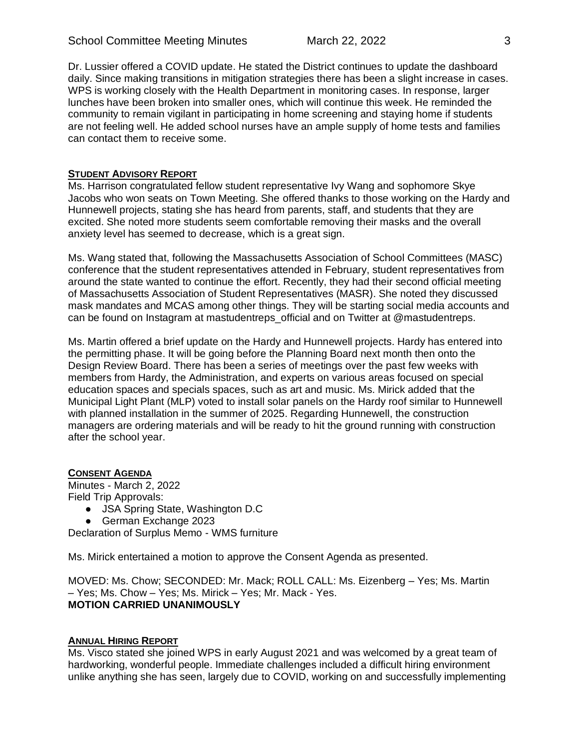Dr. Lussier offered a COVID update. He stated the District continues to update the dashboard daily. Since making transitions in mitigation strategies there has been a slight increase in cases. WPS is working closely with the Health Department in monitoring cases. In response, larger lunches have been broken into smaller ones, which will continue this week. He reminded the community to remain vigilant in participating in home screening and staying home if students are not feeling well. He added school nurses have an ample supply of home tests and families can contact them to receive some.

**STUDENT ADVISORY REPORT**

Ms. Harrison congratulated fellow student representative Ivy Wang and sophomore Skye Jacobs who won seats on Town Meeting. She offered thanks to those working on the Hardy and Hunnewell projects, stating she has heard from parents, staff, and students that they are excited. She noted more students seem comfortable removing their masks and the overall anxiety level has seemed to decrease, which is a great sign.

Ms. Wang stated that, following the Massachusetts Association of School Committees (MASC) conference that the student representatives attended in February, student representatives from around the state wanted to continue the effort. Recently, they had their second official meeting of Massachusetts Association of Student Representatives (MASR). She noted they discussed mask mandates and MCAS among other things. They will be starting social media accounts and can be found on Instagram at mastudentreps_official and on Twitter at @mastudentreps.

Ms. Martin offered a brief update on the Hardy and Hunnewell projects. Hardy has entered into the permitting phase. It will be going before the Planning Board next month then onto the Design Review Board. There has been a series of meetings over the past few weeks with members from Hardy, the Administration, and experts on various areas focused on special education spaces and specials spaces, such as art and music. Ms. Mirick added that the Municipal Light Plant (MLP) voted to install solar panels on the Hardy roof similar to Hunnewell with planned installation in the summer of 2025. Regarding Hunnewell, the construction managers are ordering materials and will be ready to hit the ground running with construction after the school year.

**CONSENT AGENDA**

Minutes - March 2, 2022
Field Trip Approvals:

- JSA Spring State, Washington D.C
- German Exchange 2023

Declaration of Surplus Memo - WMS furniture

Ms. Mirick entertained a motion to approve the Consent Agenda as presented.

MOVED: Ms. Chow; SECONDED: Mr. Mack; ROLL CALL: Ms. Eizenberg – Yes; Ms. Martin – Yes; Ms. Chow – Yes; Ms. Mirick – Yes; Mr. Mack - Yes.
**MOTION CARRIED UNANIMOUSLY**

**ANNUAL HIRING REPORT**

Ms. Visco stated she joined WPS in early August 2021 and was welcomed by a great team of hardworking, wonderful people. Immediate challenges included a difficult hiring environment unlike anything she has seen, largely due to COVID, working on and successfully implementing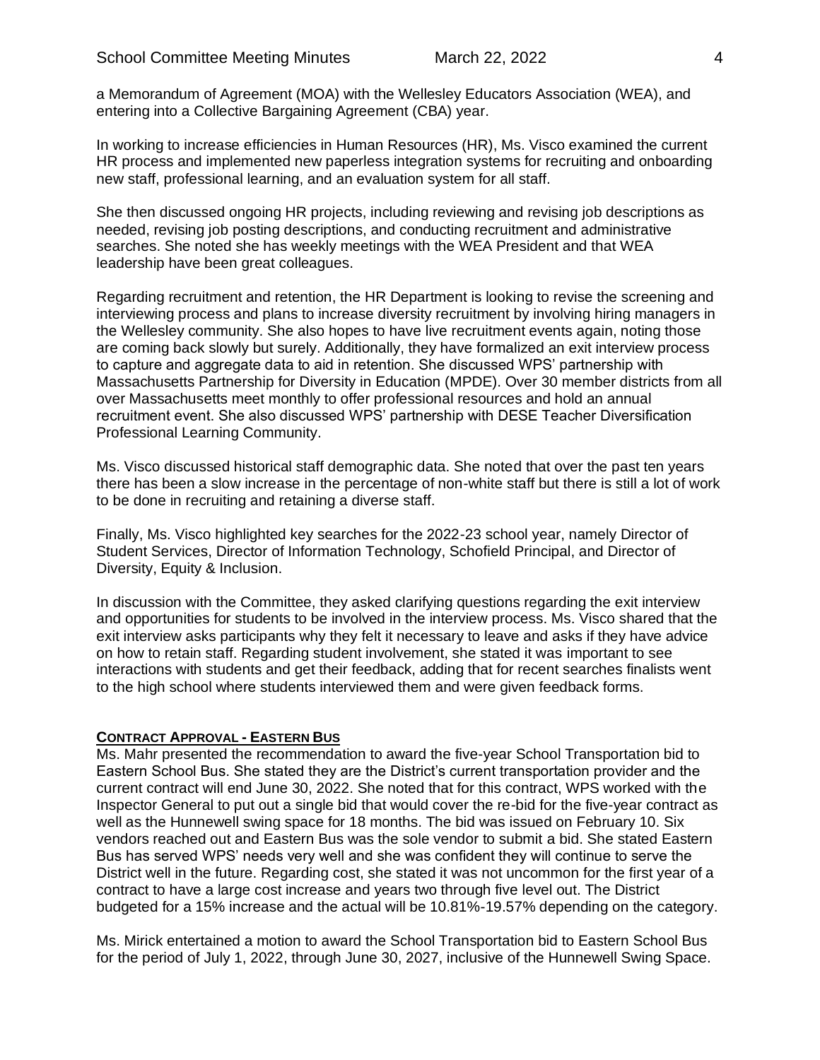a Memorandum of Agreement (MOA) with the Wellesley Educators Association (WEA), and entering into a Collective Bargaining Agreement (CBA) year.

In working to increase efficiencies in Human Resources (HR), Ms. Visco examined the current HR process and implemented new paperless integration systems for recruiting and onboarding new staff, professional learning, and an evaluation system for all staff.

She then discussed ongoing HR projects, including reviewing and revising job descriptions as needed, revising job posting descriptions, and conducting recruitment and administrative searches. She noted she has weekly meetings with the WEA President and that WEA leadership have been great colleagues.

Regarding recruitment and retention, the HR Department is looking to revise the screening and interviewing process and plans to increase diversity recruitment by involving hiring managers in the Wellesley community. She also hopes to have live recruitment events again, noting those are coming back slowly but surely. Additionally, they have formalized an exit interview process to capture and aggregate data to aid in retention. She discussed WPS' partnership with Massachusetts Partnership for Diversity in Education (MPDE). Over 30 member districts from all over Massachusetts meet monthly to offer professional resources and hold an annual recruitment event. She also discussed WPS' partnership with DESE Teacher Diversification Professional Learning Community.

Ms. Visco discussed historical staff demographic data. She noted that over the past ten years there has been a slow increase in the percentage of non-white staff but there is still a lot of work to be done in recruiting and retaining a diverse staff.

Finally, Ms. Visco highlighted key searches for the 2022-23 school year, namely Director of Student Services, Director of Information Technology, Schofield Principal, and Director of Diversity, Equity & Inclusion.

In discussion with the Committee, they asked clarifying questions regarding the exit interview and opportunities for students to be involved in the interview process. Ms. Visco shared that the exit interview asks participants why they felt it necessary to leave and asks if they have advice on how to retain staff. Regarding student involvement, she stated it was important to see interactions with students and get their feedback, adding that for recent searches finalists went to the high school where students interviewed them and were given feedback forms.

**CONTRACT APPROVAL - EASTERN BUS**

Ms. Mahr presented the recommendation to award the five-year School Transportation bid to Eastern School Bus. She stated they are the District's current transportation provider and the current contract will end June 30, 2022. She noted that for this contract, WPS worked with the Inspector General to put out a single bid that would cover the re-bid for the five-year contract as well as the Hunnewell swing space for 18 months. The bid was issued on February 10. Six vendors reached out and Eastern Bus was the sole vendor to submit a bid. She stated Eastern Bus has served WPS' needs very well and she was confident they will continue to serve the District well in the future. Regarding cost, she stated it was not uncommon for the first year of a contract to have a large cost increase and years two through five level out. The District budgeted for a 15% increase and the actual will be 10.81%-19.57% depending on the category.

Ms. Mirick entertained a motion to award the School Transportation bid to Eastern School Bus for the period of July 1, 2022, through June 30, 2027, inclusive of the Hunnewell Swing Space.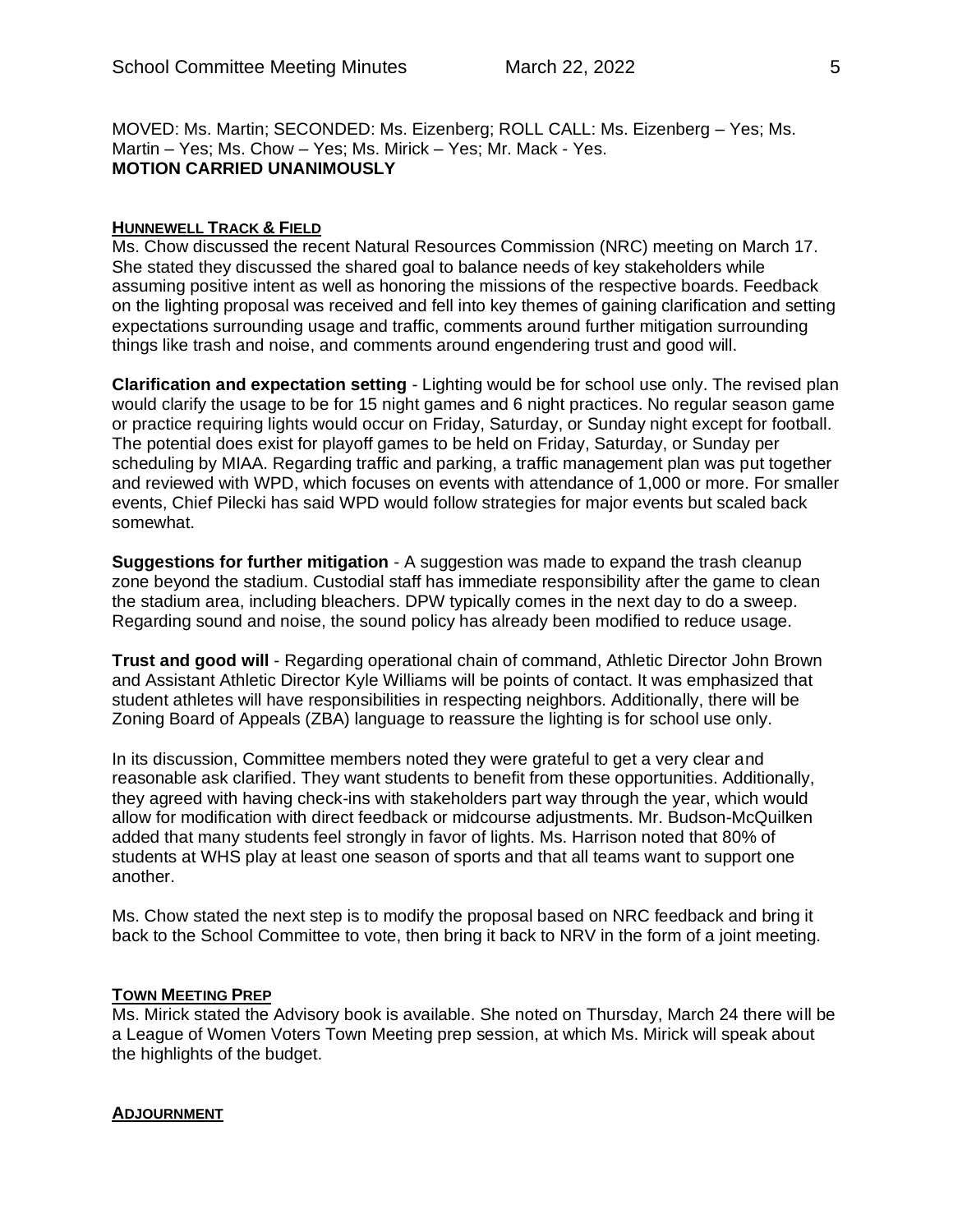MOVED: Ms. Martin; SECONDED: Ms. Eizenberg; ROLL CALL: Ms. Eizenberg – Yes; Ms. Martin – Yes; Ms. Chow – Yes; Ms. Mirick – Yes; Mr. Mack - Yes.
**MOTION CARRIED UNANIMOUSLY**

## HUNNEWELL TRACK & FIELD

Ms. Chow discussed the recent Natural Resources Commission (NRC) meeting on March 17. She stated they discussed the shared goal to balance needs of key stakeholders while assuming positive intent as well as honoring the missions of the respective boards. Feedback on the lighting proposal was received and fell into key themes of gaining clarification and setting expectations surrounding usage and traffic, comments around further mitigation surrounding things like trash and noise, and comments around engendering trust and good will.

**Clarification and expectation setting** - Lighting would be for school use only. The revised plan would clarify the usage to be for 15 night games and 6 night practices. No regular season game or practice requiring lights would occur on Friday, Saturday, or Sunday night except for football. The potential does exist for playoff games to be held on Friday, Saturday, or Sunday per scheduling by MIAA. Regarding traffic and parking, a traffic management plan was put together and reviewed with WPD, which focuses on events with attendance of 1,000 or more. For smaller events, Chief Pilecki has said WPD would follow strategies for major events but scaled back somewhat.

**Suggestions for further mitigation** - A suggestion was made to expand the trash cleanup zone beyond the stadium. Custodial staff has immediate responsibility after the game to clean the stadium area, including bleachers. DPW typically comes in the next day to do a sweep. Regarding sound and noise, the sound policy has already been modified to reduce usage.

**Trust and good will** - Regarding operational chain of command, Athletic Director John Brown and Assistant Athletic Director Kyle Williams will be points of contact. It was emphasized that student athletes will have responsibilities in respecting neighbors. Additionally, there will be Zoning Board of Appeals (ZBA) language to reassure the lighting is for school use only.

In its discussion, Committee members noted they were grateful to get a very clear and reasonable ask clarified. They want students to benefit from these opportunities. Additionally, they agreed with having check-ins with stakeholders part way through the year, which would allow for modification with direct feedback or midcourse adjustments. Mr. Budson-McQuilken added that many students feel strongly in favor of lights. Ms. Harrison noted that 80% of students at WHS play at least one season of sports and that all teams want to support one another.

Ms. Chow stated the next step is to modify the proposal based on NRC feedback and bring it back to the School Committee to vote, then bring it back to NRV in the form of a joint meeting.

## TOWN MEETING PREP

Ms. Mirick stated the Advisory book is available. She noted on Thursday, March 24 there will be a League of Women Voters Town Meeting prep session, at which Ms. Mirick will speak about the highlights of the budget.

## ADJOURNMENT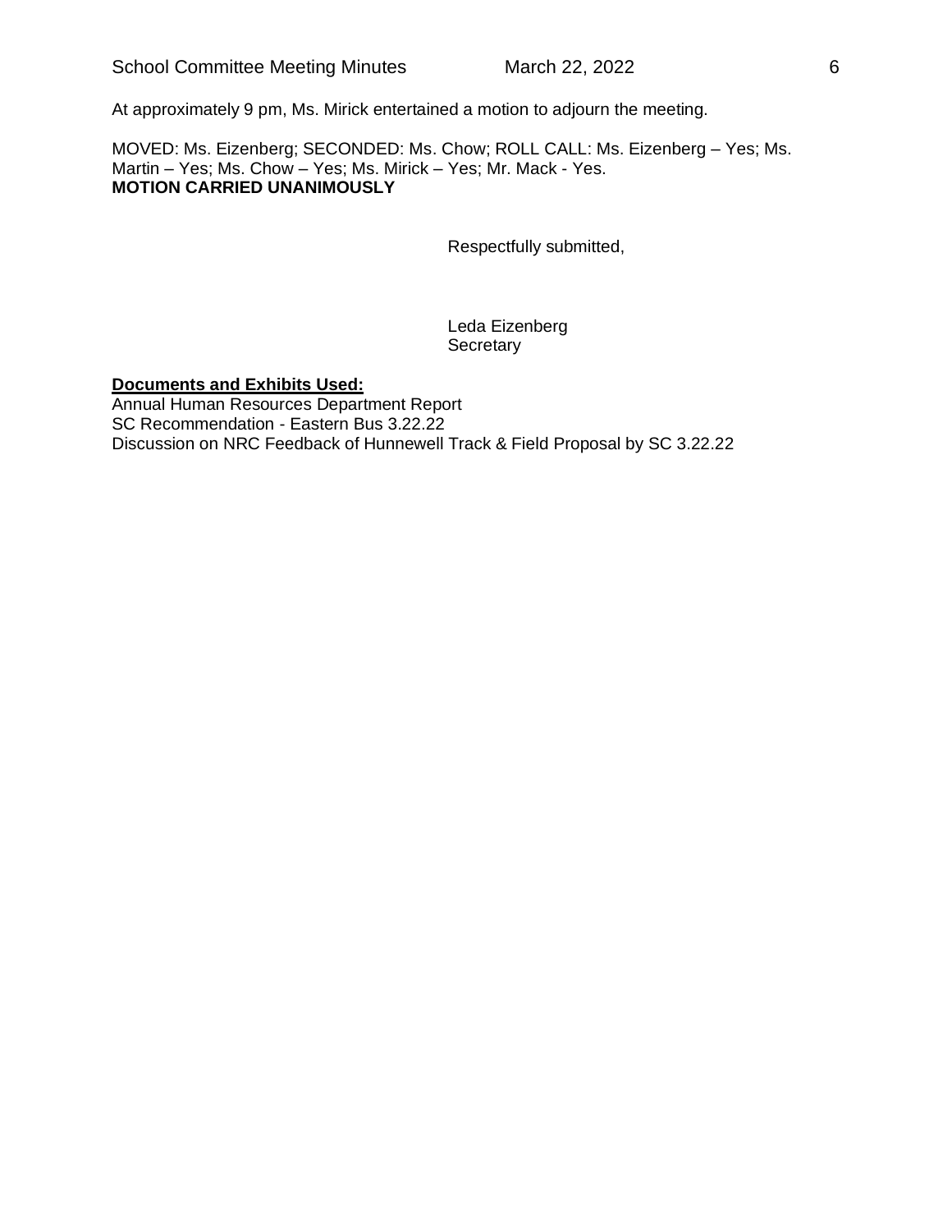At approximately 9 pm, Ms. Mirick entertained a motion to adjourn the meeting.

MOVED: Ms. Eizenberg; SECONDED: Ms. Chow; ROLL CALL: Ms. Eizenberg – Yes; Ms. Martin – Yes; Ms. Chow – Yes; Ms. Mirick – Yes; Mr. Mack - Yes.
**MOTION CARRIED UNANIMOUSLY**

Respectfully submitted,

Leda Eizenberg
Secretary

**Documents and Exhibits Used:**
Annual Human Resources Department Report
SC Recommendation - Eastern Bus 3.22.22
Discussion on NRC Feedback of Hunnewell Track & Field Proposal by SC 3.22.22